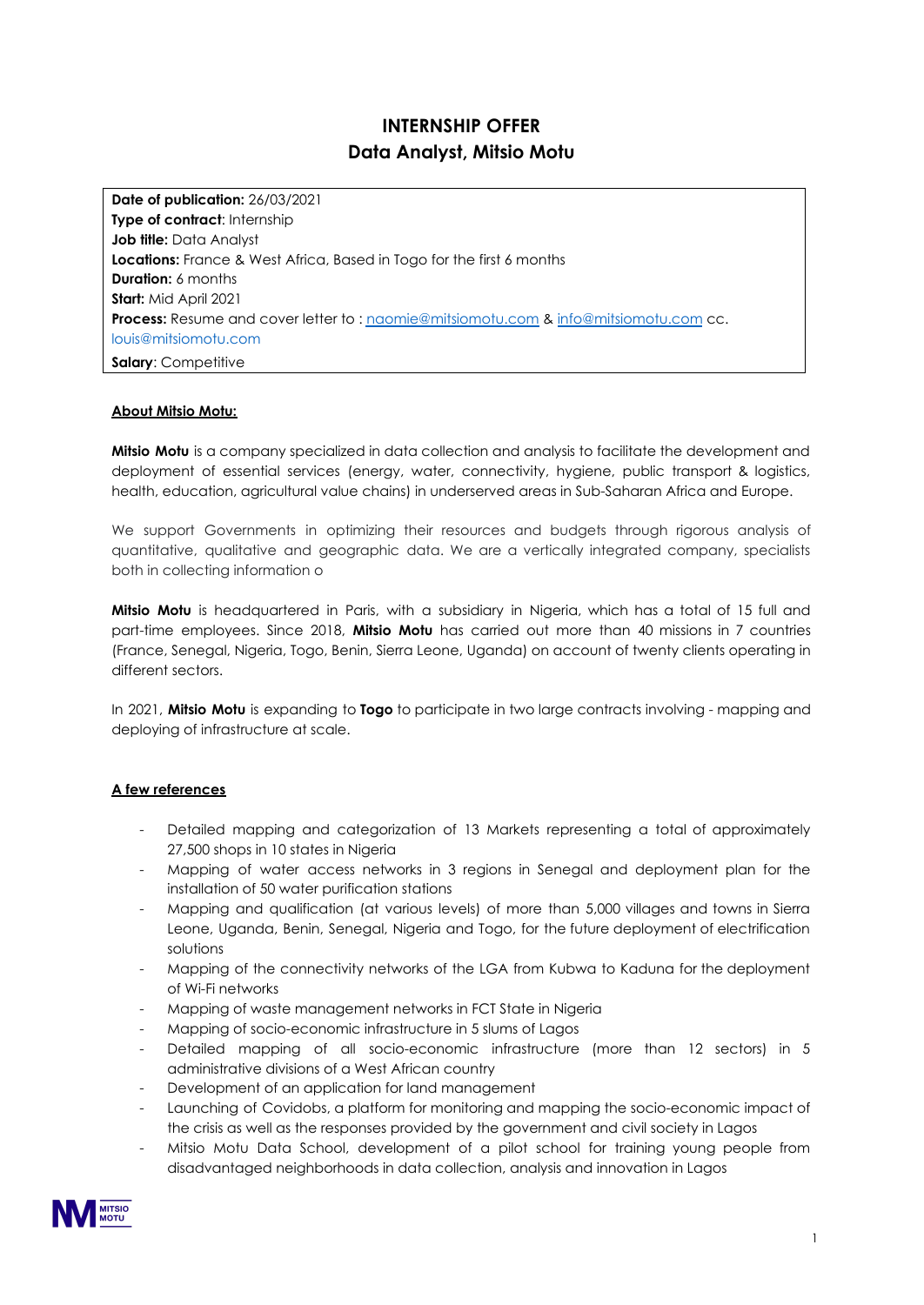# INTERNSHIP OFFER
## Data Analyst, Mitsio Motu

| |
|---|
| **Date of publication:** 26/03/2021 |
| **Type of contract**: Internship |
| **Job title:** Data Analyst |
| **Locations:** France & West Africa, Based in Togo for the first 6 months |
| **Duration:** 6 months |
| **Start:** Mid April 2021 |
| **Process:** Resume and cover letter to : naomie@mitsiomotu.com & info@mitsiomotu.com cc. louis@mitsiomotu.com |
| **Salary**: Competitive |

**About Mitsio Motu:**

**Mitsio Motu** is a company specialized in data collection and analysis to facilitate the development and deployment of essential services (energy, water, connectivity, hygiene, public transport & logistics, health, education, agricultural value chains) in underserved areas in Sub-Saharan Africa and Europe.

We support Governments in optimizing their resources and budgets through rigorous analysis of quantitative, qualitative and geographic data. We are a vertically integrated company, specialists both in collecting information o

**Mitsio Motu** is headquartered in Paris, with a subsidiary in Nigeria, which has a total of 15 full and part-time employees. Since 2018, **Mitsio Motu** has carried out more than 40 missions in 7 countries (France, Senegal, Nigeria, Togo, Benin, Sierra Leone, Uganda) on account of twenty clients operating in different sectors.

In 2021, **Mitsio Motu** is expanding to **Togo** to participate in two large contracts involving - mapping and deploying of infrastructure at scale.

**A few references**

- Detailed mapping and categorization of 13 Markets representing a total of approximately 27,500 shops in 10 states in Nigeria
- Mapping of water access networks in 3 regions in Senegal and deployment plan for the installation of 50 water purification stations
- Mapping and qualification (at various levels) of more than 5,000 villages and towns in Sierra Leone, Uganda, Benin, Senegal, Nigeria and Togo, for the future deployment of electrification solutions
- Mapping of the connectivity networks of the LGA from Kubwa to Kaduna for the deployment of Wi-Fi networks
- Mapping of waste management networks in FCT State in Nigeria
- Mapping of socio-economic infrastructure in 5 slums of Lagos
- Detailed mapping of all socio-economic infrastructure (more than 12 sectors) in 5 administrative divisions of a West African country
- Development of an application for land management
- Launching of Covidobs, a platform for monitoring and mapping the socio-economic impact of the crisis as well as the responses provided by the government and civil society in Lagos
- Mitsio Motu Data School, development of a pilot school for training young people from disadvantaged neighborhoods in data collection, analysis and innovation in Lagos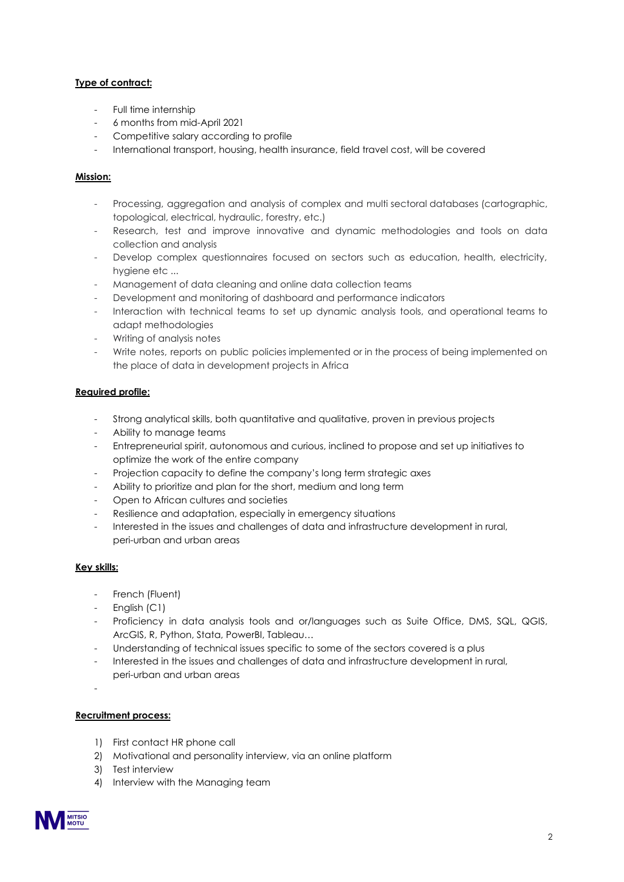**Type of contract:**

- Full time internship
- 6 months from mid-April 2021
- Competitive salary according to profile
- International transport, housing, health insurance, field travel cost, will be covered

**Mission:**

- Processing, aggregation and analysis of complex and multi sectoral databases (cartographic, topological, electrical, hydraulic, forestry, etc.)
- Research, test and improve innovative and dynamic methodologies and tools on data collection and analysis
- Develop complex questionnaires focused on sectors such as education, health, electricity, hygiene etc ...
- Management of data cleaning and online data collection teams
- Development and monitoring of dashboard and performance indicators
- Interaction with technical teams to set up dynamic analysis tools, and operational teams to adapt methodologies
- Writing of analysis notes
- Write notes, reports on public policies implemented or in the process of being implemented on the place of data in development projects in Africa

**Required profile:**

- Strong analytical skills, both quantitative and qualitative, proven in previous projects
- Ability to manage teams
- Entrepreneurial spirit, autonomous and curious, inclined to propose and set up initiatives to optimize the work of the entire company
- Projection capacity to define the company's long term strategic axes
- Ability to prioritize and plan for the short, medium and long term
- Open to African cultures and societies
- Resilience and adaptation, especially in emergency situations
- Interested in the issues and challenges of data and infrastructure development in rural, peri-urban and urban areas

**Key skills:**

- French (Fluent)
- English (C1)
- Proficiency in data analysis tools and or/languages such as Suite Office, DMS, SQL, QGIS, ArcGIS, R, Python, Stata, PowerBI, Tableau…
- Understanding of technical issues specific to some of the sectors covered is a plus
- Interested in the issues and challenges of data and infrastructure development in rural, peri-urban and urban areas

**Recruitment process:**

1) First contact HR phone call
2) Motivational and personality interview, via an online platform
3) Test interview
4) Interview with the Managing team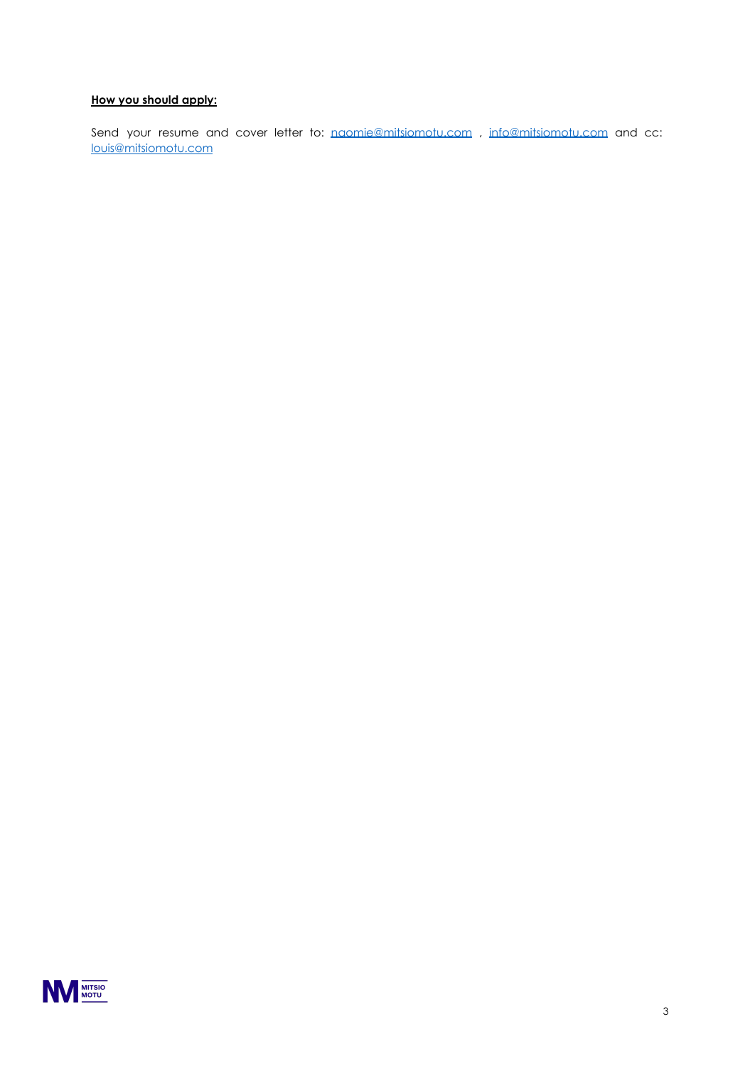**How you should apply:**

Send your resume and cover letter to: naomie@mitsiomotu.com , info@mitsiomotu.com and cc: louis@mitsiomotu.com